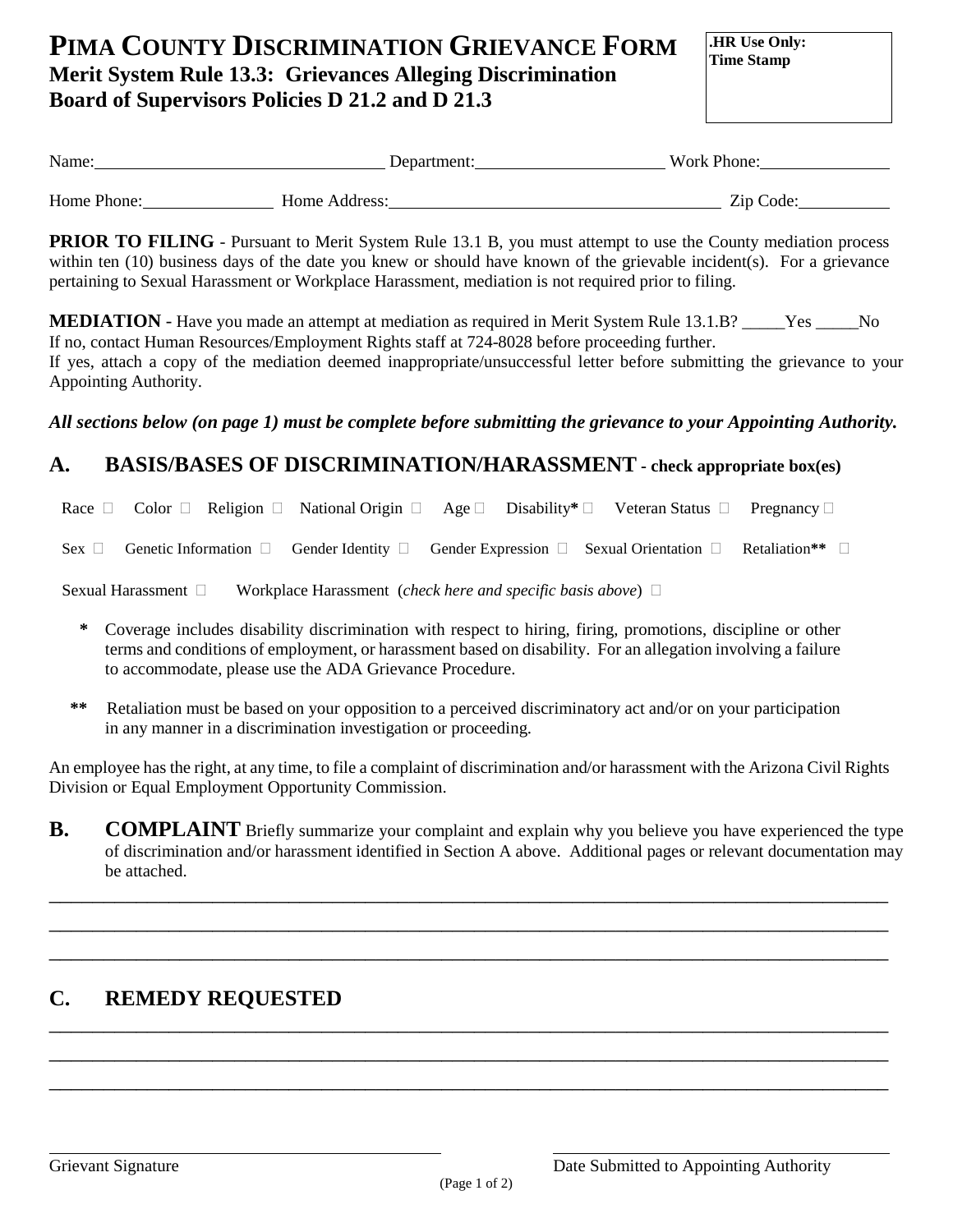# PIMA COUNTY DISCRIMINATION GRIEVANCE FORM

**Merit System Rule 13.3: Grievances Alleging Discrimination**
**Board of Supervisors Policies D 21.2 and D 21.3**

**.HR Use Only:**
**Time Stamp**

Name:\_\_\_\_\_\_\_\_\_\_\_\_\_\_\_\_\_\_\_\_\_\_\_\_\_\_\_\_\_\_ Department:\_\_\_\_\_\_\_\_\_\_\_\_\_\_\_\_\_\_\_\_ Work Phone:\_\_\_\_\_\_\_\_\_\_\_\_\_\_

Home Phone:\_\_\_\_\_\_\_\_\_\_\_\_\_\_ Home Address:\_\_\_\_\_\_\_\_\_\_\_\_\_\_\_\_\_\_\_\_\_\_\_\_\_\_\_\_\_\_\_\_\_\_\_\_ Zip Code:\_\_\_\_\_\_\_\_\_\_

**PRIOR TO FILING** - Pursuant to Merit System Rule 13.1 B, you must attempt to use the County mediation process within ten (10) business days of the date you knew or should have known of the grievable incident(s). For a grievance pertaining to Sexual Harassment or Workplace Harassment, mediation is not required prior to filing.

**MEDIATION** - Have you made an attempt at mediation as required in Merit System Rule 13.1.B? \_\_\_\_\_Yes \_\_\_\_\_No
If no, contact Human Resources/Employment Rights staff at 724-8028 before proceeding further.
If yes, attach a copy of the mediation deemed inappropriate/unsuccessful letter before submitting the grievance to your Appointing Authority.

***All sections below (on page 1) must be complete before submitting the grievance to your Appointing Authority.***

## A. BASIS/BASES OF DISCRIMINATION/HARASSMENT - check appropriate box(es)

Race ☐ Color ☐ Religion ☐ National Origin ☐ Age ☐ Disability* ☐ Veteran Status ☐ Pregnancy ☐

Sex ☐ Genetic Information ☐ Gender Identity ☐ Gender Expression ☐ Sexual Orientation ☐ Retaliation** ☐

Sexual Harassment ☐ Workplace Harassment (*check here and specific basis above*) ☐

\* Coverage includes disability discrimination with respect to hiring, firing, promotions, discipline or other terms and conditions of employment, or harassment based on disability. For an allegation involving a failure to accommodate, please use the ADA Grievance Procedure.

\*\* Retaliation must be based on your opposition to a perceived discriminatory act and/or on your participation in any manner in a discrimination investigation or proceeding.

An employee has the right, at any time, to file a complaint of discrimination and/or harassment with the Arizona Civil Rights Division or Equal Employment Opportunity Commission.

## B. COMPLAINT

Briefly summarize your complaint and explain why you believe you have experienced the type of discrimination and/or harassment identified in Section A above. Additional pages or relevant documentation may be attached.

\_\_\_\_\_\_\_\_\_\_\_\_\_\_\_\_\_\_\_\_\_\_\_\_\_\_\_\_\_\_\_\_\_\_\_\_\_\_\_\_\_\_\_\_\_\_\_\_\_\_\_\_\_\_\_\_\_\_\_\_\_\_\_\_\_\_\_\_\_\_\_\_\_\_\_\_\_\_

\_\_\_\_\_\_\_\_\_\_\_\_\_\_\_\_\_\_\_\_\_\_\_\_\_\_\_\_\_\_\_\_\_\_\_\_\_\_\_\_\_\_\_\_\_\_\_\_\_\_\_\_\_\_\_\_\_\_\_\_\_\_\_\_\_\_\_\_\_\_\_\_\_\_\_\_\_\_

\_\_\_\_\_\_\_\_\_\_\_\_\_\_\_\_\_\_\_\_\_\_\_\_\_\_\_\_\_\_\_\_\_\_\_\_\_\_\_\_\_\_\_\_\_\_\_\_\_\_\_\_\_\_\_\_\_\_\_\_\_\_\_\_\_\_\_\_\_\_\_\_\_\_\_\_\_\_

## C. REMEDY REQUESTED

\_\_\_\_\_\_\_\_\_\_\_\_\_\_\_\_\_\_\_\_\_\_\_\_\_\_\_\_\_\_\_\_\_\_\_\_\_\_\_\_\_\_\_\_\_\_\_\_\_\_\_\_\_\_\_\_\_\_\_\_\_\_\_\_\_\_\_\_\_\_\_\_\_\_\_\_\_\_

\_\_\_\_\_\_\_\_\_\_\_\_\_\_\_\_\_\_\_\_\_\_\_\_\_\_\_\_\_\_\_\_\_\_\_\_\_\_\_\_\_\_\_\_\_\_\_\_\_\_\_\_\_\_\_\_\_\_\_\_\_\_\_\_\_\_\_\_\_\_\_\_\_\_\_\_\_\_

\_\_\_\_\_\_\_\_\_\_\_\_\_\_\_\_\_\_\_\_\_\_\_\_\_\_\_\_\_\_\_\_\_\_\_\_\_\_\_\_\_\_\_\_\_\_\_\_\_\_\_\_\_\_\_\_\_\_\_\_\_\_\_\_\_\_\_\_\_\_\_\_\_\_\_\_\_\_

\_\_\_\_\_\_\_\_\_\_\_\_\_\_\_\_\_\_\_\_\_\_\_\_\_\_\_\_\_\_\_\_\_\_\_\_\_ \_\_\_\_\_\_\_\_\_\_\_\_\_\_\_\_\_\_\_\_\_\_\_\_\_\_\_\_\_\_\_\_\_\_\_\_\_
Grievant Signature Date Submitted to Appointing Authority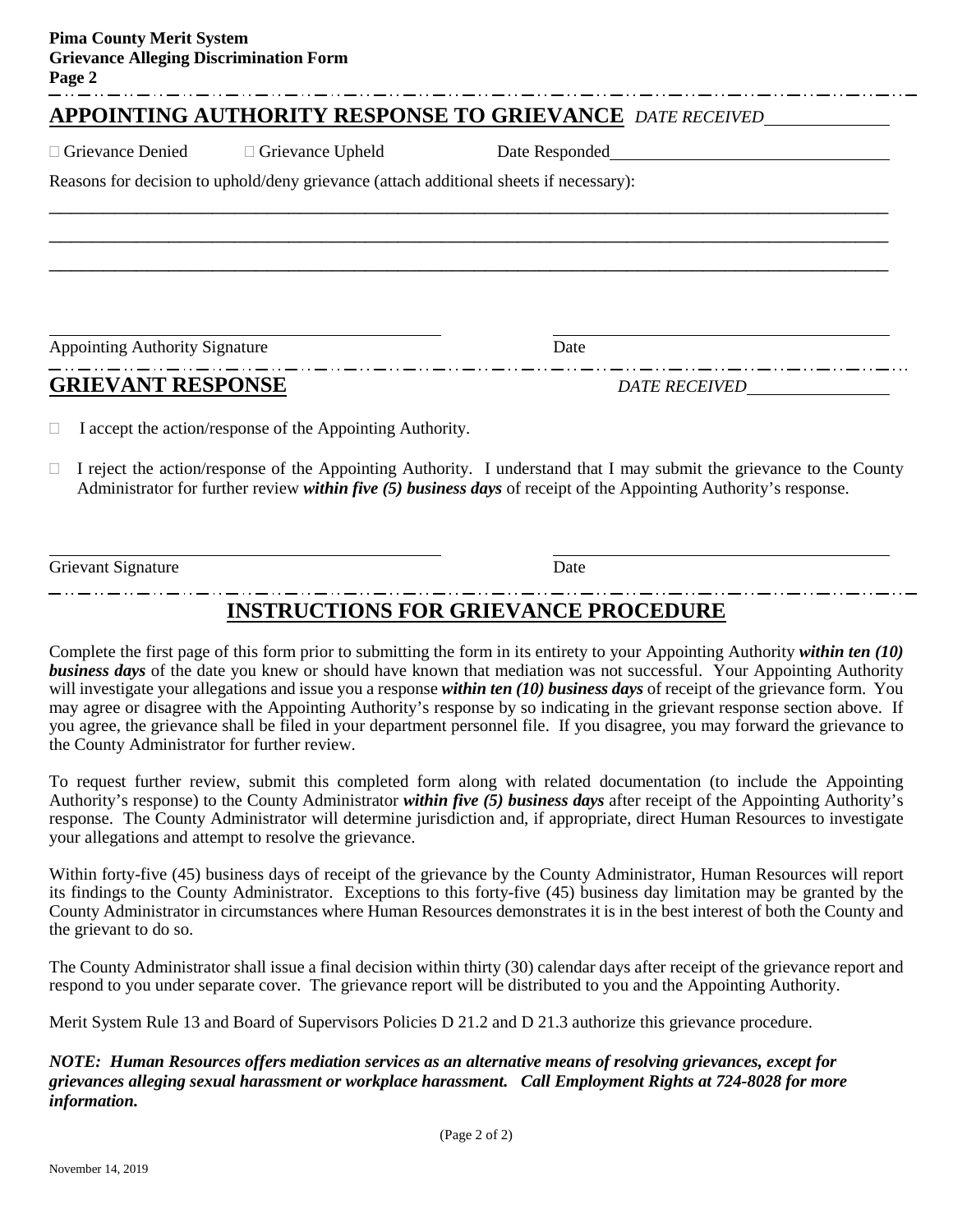## APPOINTING AUTHORITY RESPONSE TO GRIEVANCE *DATE RECEIVED*\_\_\_\_\_\_\_\_\_\_

☐ Grievance Denied ☐ Grievance Upheld Date Responded\_\_\_\_\_\_\_\_\_\_\_\_\_\_\_\_\_\_\_\_

Reasons for decision to uphold/deny grievance (attach additional sheets if necessary):

\_\_\_\_\_\_\_\_\_\_\_\_\_\_\_\_\_\_\_\_\_\_\_\_\_\_\_\_\_\_\_\_\_\_\_\_\_\_\_\_\_\_\_\_\_\_\_\_\_\_\_\_\_\_\_\_\_\_\_\_\_\_\_\_\_\_\_\_\_\_\_\_\_\_\_\_\_\_

\_\_\_\_\_\_\_\_\_\_\_\_\_\_\_\_\_\_\_\_\_\_\_\_\_\_\_\_\_\_\_\_\_\_\_\_\_\_\_\_\_\_\_\_\_\_\_\_\_\_\_\_\_\_\_\_\_\_\_\_\_\_\_\_\_\_\_\_\_\_\_\_\_\_\_\_\_\_

\_\_\_\_\_\_\_\_\_\_\_\_\_\_\_\_\_\_\_\_\_\_\_\_\_\_\_\_\_\_\_\_\_\_\_\_\_\_\_\_\_\_\_\_\_\_\_\_\_\_\_\_\_\_\_\_\_\_\_\_\_\_\_\_\_\_\_\_\_\_\_\_\_\_\_\_\_\_

\_\_\_\_\_\_\_\_\_\_\_\_\_\_\_\_\_\_\_\_\_\_\_\_\_\_\_\_\_\_ \_\_\_\_\_\_\_\_\_\_\_\_\_\_\_\_\_\_\_\_\_\_\_\_\_\_
Appointing Authority Signature Date

## GRIEVANT RESPONSE *DATE RECEIVED*\_\_\_\_\_\_\_\_\_\_

☐ I accept the action/response of the Appointing Authority.

☐ I reject the action/response of the Appointing Authority. I understand that I may submit the grievance to the County Administrator for further review ***within five (5) business days*** of receipt of the Appointing Authority's response.

\_\_\_\_\_\_\_\_\_\_\_\_\_\_\_\_\_\_\_\_\_\_\_\_\_\_\_\_\_\_ \_\_\_\_\_\_\_\_\_\_\_\_\_\_\_\_\_\_\_\_\_\_\_\_\_\_
Grievant Signature Date

## INSTRUCTIONS FOR GRIEVANCE PROCEDURE

Complete the first page of this form prior to submitting the form in its entirety to your Appointing Authority ***within ten (10) business days*** of the date you knew or should have known that mediation was not successful. Your Appointing Authority will investigate your allegations and issue you a response ***within ten (10) business days*** of receipt of the grievance form. You may agree or disagree with the Appointing Authority's response by so indicating in the grievant response section above. If you agree, the grievance shall be filed in your department personnel file. If you disagree, you may forward the grievance to the County Administrator for further review.

To request further review, submit this completed form along with related documentation (to include the Appointing Authority's response) to the County Administrator ***within five (5) business days*** after receipt of the Appointing Authority's response. The County Administrator will determine jurisdiction and, if appropriate, direct Human Resources to investigate your allegations and attempt to resolve the grievance.

Within forty-five (45) business days of receipt of the grievance by the County Administrator, Human Resources will report its findings to the County Administrator. Exceptions to this forty-five (45) business day limitation may be granted by the County Administrator in circumstances where Human Resources demonstrates it is in the best interest of both the County and the grievant to do so.

The County Administrator shall issue a final decision within thirty (30) calendar days after receipt of the grievance report and respond to you under separate cover. The grievance report will be distributed to you and the Appointing Authority.

Merit System Rule 13 and Board of Supervisors Policies D 21.2 and D 21.3 authorize this grievance procedure.

***NOTE: Human Resources offers mediation services as an alternative means of resolving grievances, except for grievances alleging sexual harassment or workplace harassment. Call Employment Rights at 724-8028 for more information.***

November 14, 2019